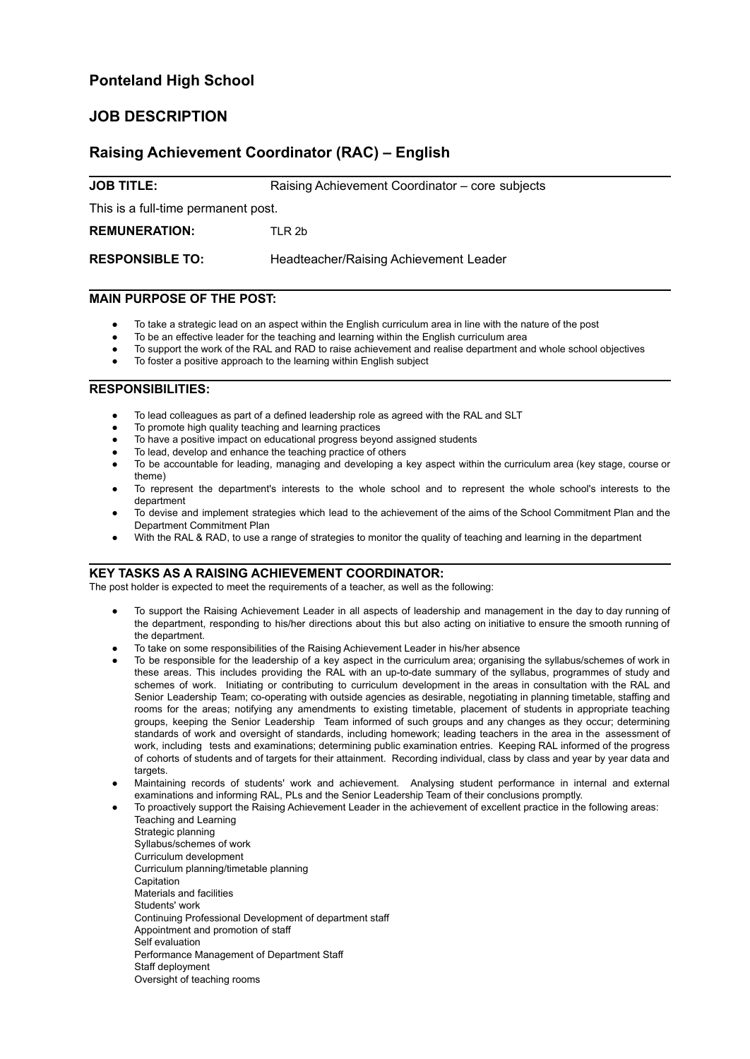# Ponteland High School

## JOB DESCRIPTION

## Raising Achievement Coordinator (RAC) – English

**JOB TITLE:** Raising Achievement Coordinator – core subjects

This is a full-time permanent post.

**REMUNERATION:** TLR 2b

**RESPONSIBLE TO:** Headteacher/Raising Achievement Leader

### MAIN PURPOSE OF THE POST:

- To take a strategic lead on an aspect within the English curriculum area in line with the nature of the post
- To be an effective leader for the teaching and learning within the English curriculum area
- To support the work of the RAL and RAD to raise achievement and realise department and whole school objectives
- To foster a positive approach to the learning within English subject

### RESPONSIBILITIES:

- To lead colleagues as part of a defined leadership role as agreed with the RAL and SLT
- To promote high quality teaching and learning practices
- To have a positive impact on educational progress beyond assigned students
- To lead, develop and enhance the teaching practice of others
- To be accountable for leading, managing and developing a key aspect within the curriculum area (key stage, course or theme)
- To represent the department's interests to the whole school and to represent the whole school's interests to the department
- To devise and implement strategies which lead to the achievement of the aims of the School Commitment Plan and the Department Commitment Plan
- With the RAL & RAD, to use a range of strategies to monitor the quality of teaching and learning in the department

### KEY TASKS AS A RAISING ACHIEVEMENT COORDINATOR:

The post holder is expected to meet the requirements of a teacher, as well as the following:

- To support the Raising Achievement Leader in all aspects of leadership and management in the day to day running of the department, responding to his/her directions about this but also acting on initiative to ensure the smooth running of the department.
- To take on some responsibilities of the Raising Achievement Leader in his/her absence
- To be responsible for the leadership of a key aspect in the curriculum area; organising the syllabus/schemes of work in these areas. This includes providing the RAL with an up-to-date summary of the syllabus, programmes of study and schemes of work. Initiating or contributing to curriculum development in the areas in consultation with the RAL and Senior Leadership Team; co-operating with outside agencies as desirable, negotiating in planning timetable, staffing and rooms for the areas; notifying any amendments to existing timetable, placement of students in appropriate teaching groups, keeping the Senior Leadership Team informed of such groups and any changes as they occur; determining standards of work and oversight of standards, including homework; leading teachers in the area in the assessment of work, including tests and examinations; determining public examination entries. Keeping RAL informed of the progress of cohorts of students and of targets for their attainment. Recording individual, class by class and year by year data and targets.
- Maintaining records of students' work and achievement. Analysing student performance in internal and external examinations and informing RAL, PLs and the Senior Leadership Team of their conclusions promptly.
- To proactively support the Raising Achievement Leader in the achievement of excellent practice in the following areas:
  Teaching and Learning
  Strategic planning
  Syllabus/schemes of work
  Curriculum development
  Curriculum planning/timetable planning
  Capitation
  Materials and facilities
  Students' work
  Continuing Professional Development of department staff
  Appointment and promotion of staff
  Self evaluation
  Performance Management of Department Staff
  Staff deployment
  Oversight of teaching rooms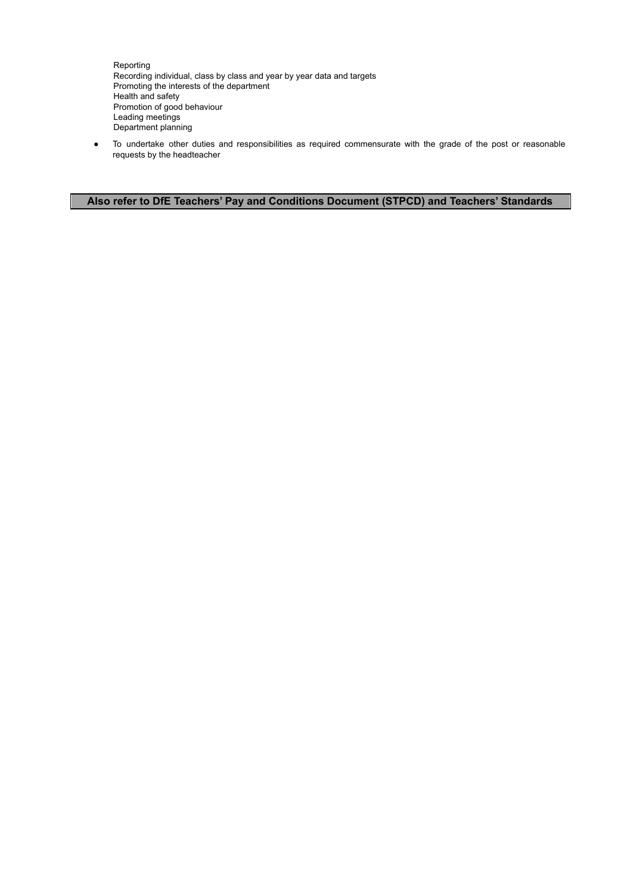Reporting
Recording individual, class by class and year by year data and targets
Promoting the interests of the department
Health and safety
Promotion of good behaviour
Leading meetings
Department planning

- To undertake other duties and responsibilities as required commensurate with the grade of the post or reasonable requests by the headteacher

**Also refer to DfE Teachers' Pay and Conditions Document (STPCD) and Teachers' Standards**